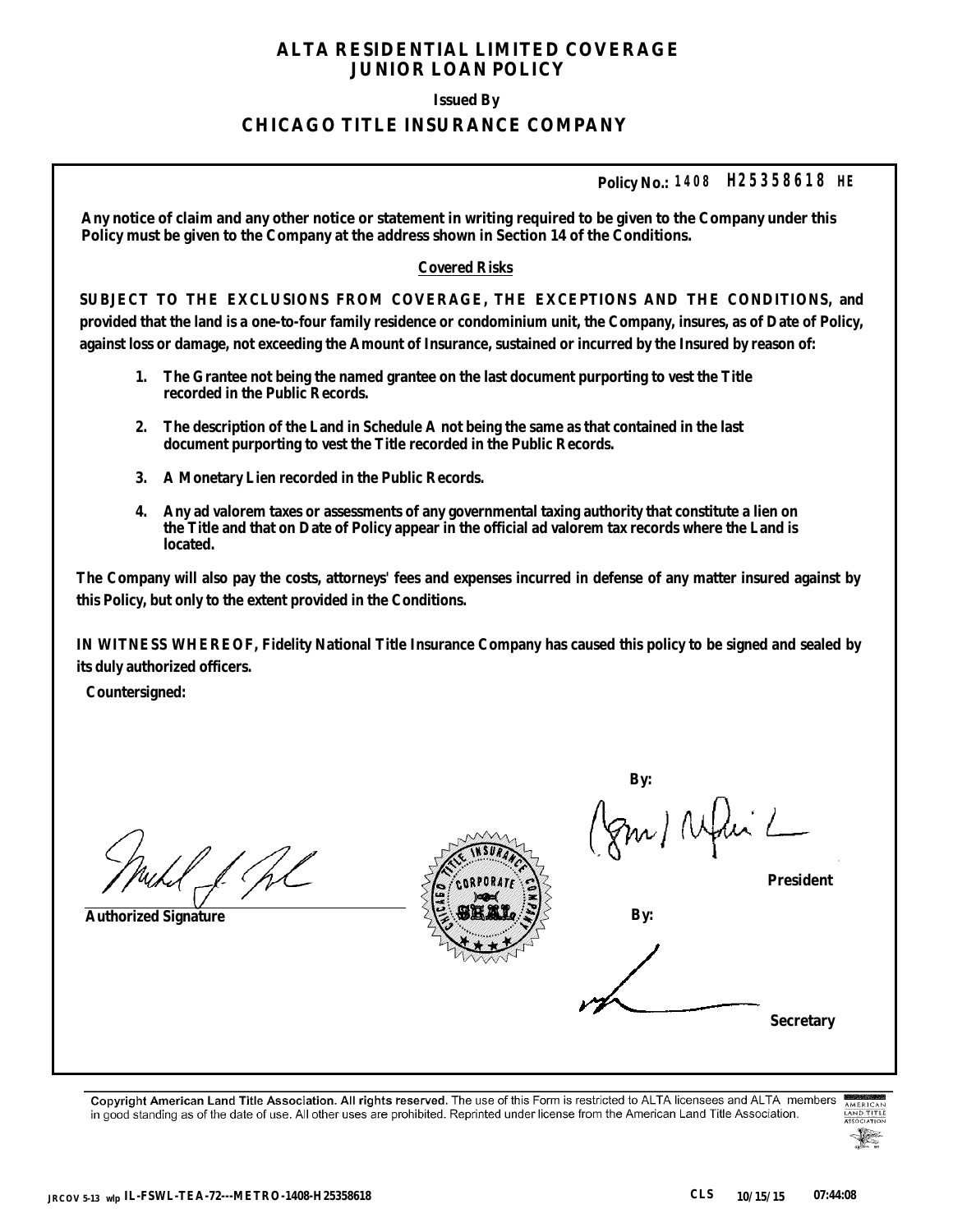# ALTA RESIDENTIAL LIMITED COVERAGE JUNIOR LOAN POLICY

**Issued By**

## CHICAGO TITLE INSURANCE COMPANY

**Policy No.:** 1408 H25358618 HE

**Any notice of claim and any other notice or statement in writing required to be given to the Company under this Policy must be given to the Company at the address shown in Section 14 of the Conditions.**

**Covered Risks**

**SUBJECT TO THE EXCLUSIONS FROM COVERAGE, THE EXCEPTIONS AND THE CONDITIONS, and provided that the land is a one-to-four family residence or condominium unit, the Company, insures, as of Date of Policy, against loss or damage, not exceeding the Amount of Insurance, sustained or incurred by the Insured by reason of:**

1. **The Grantee not being the named grantee on the last document purporting to vest the Title recorded in the Public Records.**
2. **The description of the Land in Schedule A not being the same as that contained in the last document purporting to vest the Title recorded in the Public Records.**
3. **A Monetary Lien recorded in the Public Records.**
4. **Any ad valorem taxes or assessments of any governmental taxing authority that constitute a lien on the Title and that on Date of Policy appear in the official ad valorem tax records where the Land is located.**

**The Company will also pay the costs, attorneys' fees and expenses incurred in defense of any matter insured against by this Policy, but only to the extent provided in the Conditions.**

**IN WITNESS WHEREOF, Fidelity National Title Insurance Company has caused this policy to be signed and sealed by its duly authorized officers.**

**Countersigned:**

**Authorized Signature**

**By:** **President**

**By:** **Secretary**

Copyright American Land Title Association. All rights reserved. The use of this Form is restricted to ALTA licensees and ALTA members in good standing as of the date of use. All other uses are prohibited. Reprinted under license from the American Land Title Association.

JRCOV 5-13 wlp IL-FSWL-TEA-72---METRO-1408-H25358618 CLS 10/15/15 07:44:08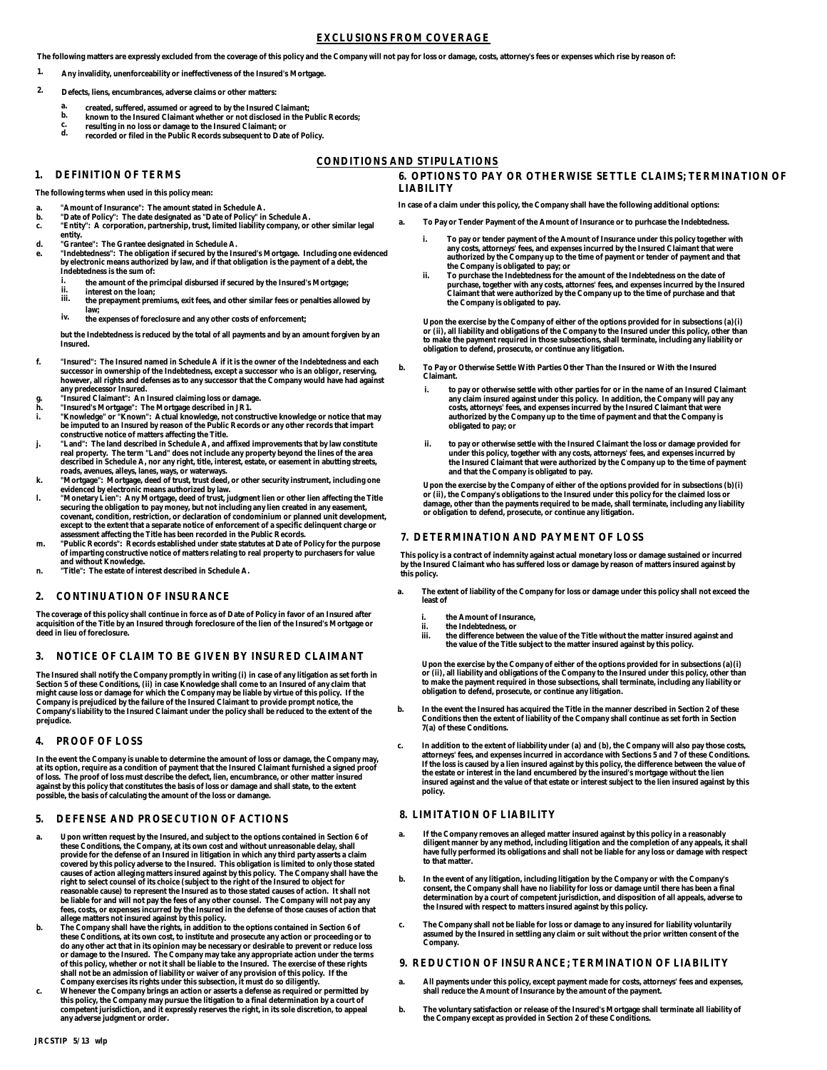## EXCLUSIONS FROM COVERAGE

**The following matters are expressly excluded from the coverage of this policy and the Company will not pay for loss or damage, costs, attorney's fees or expenses which rise by reason of:**

1. **Any invalidity, unenforceability or ineffectiveness of the Insured's Mortgage.**
2. **Defects, liens, encumbrances, adverse claims or other matters:**
   - a. **created, suffered, assumed or agreed to by the Insured Claimant;**
   - b. **known to the Insured Claimant whether or not disclosed in the Public Records;**
   - c. **resulting in no loss or damage to the Insured Claimant; or**
   - d. **recorded or filed in the Public Records subsequent to Date of Policy.**

## CONDITIONS AND STIPULATIONS

### 1. DEFINITION OF TERMS

**The following terms when used in this policy mean:**

- a. **"Amount of Insurance": The amount stated in Schedule A.**
- b. **"Date of Policy": The date designated as "Date of Policy" in Schedule A.**
- c. **"Entity": A corporation, partnership, trust, limited liability company, or other similar legal entity.**
- d. **"Grantee": The Grantee designated in Schedule A.**
- e. **"Indebtedness": The obligation if secured by the Insured's Mortgage. Including one evidenced by electronic means authorized by law, and if that obligation is the payment of a debt, the Indebtedness is the sum of:**
  - i. **the amount of the primcipal disbursed if secured by the Insured's Mortgage;**
  - ii. **interest on the loan;**
  - iii. **the prepayment premiums, exit fees, and other similar fees or penalties allowed by law;**
  - iv. **the expenses of foreclosure and any other costs of enforcement;**

  **but the Indebtedness is reduced by the total of all payments and by an amount forgiven by an Insured.**
- f. **"Insured": The Insured named in Schedule A if it is the owner of the Indebtedness and each successor in ownership of the Indebtedness, except a successor who is an obligor, reserving, however, all rights and defenses as to any successor that the Company would have had against any predecessor Insured.**
- g. **"Insured Claimant": An Insured claiming loss or damage.**
- h. **"Insured's Mortgage": The Mortgage described in JR1.**
- i. **"Knowledge" or "Known": Actual knowledge, not constructive knowledge or notice that may be imputed to an Insured by reason of the Public Records or any other records that impart constructive notice of matters affecting the Title.**
- j. **"Land": The land described in Schedule A, and affixed improvements that by law constitute real property. The term "Land" does not include any property beyond the lines of the area described in Schedule A, nor any right, title, interest, estate, or easement in abutting streets, roads, avenues, alleys, lanes, ways, or waterways.**
- k. **"Mortgage": Mortgage, deed of trust, trust deed, or other security instrument, including one evidenced by electronic means authorized by law.**
- l. **"Monetary Lien": Any Mortgage, deed of trust, judgment lien or other lien affecting the Title securing the obligation to pay money, but not including any lien created in any easement, covenant, condition, restriction, or declaration of condominium or planned unit development, except to the extent that a separate notice of enforcement of a specific delinquent charge or assessment affecting the Title has been recorded in the Public Records.**
- m. **"Public Records": Records established under state statutes at Date of Policy for the purpose of imparting constructive notice of matters relating to real property to purchasers for value and without Knowledge.**
- n. **"Title": The estate of interest described in Schedule A.**

### 2. CONTINUATION OF INSURANCE

**The coverage of this policy shall continue in force as of Date of Policy in favor of an Insured after acquisition of the Title by an Insured through foreclosure of the lien of the Insured's Mortgage or deed in lieu of foreclosure.**

### 3. NOTICE OF CLAIM TO BE GIVEN BY INSURED CLAIMANT

**The Insured shall notify the Company promptly in writing (i) in case of any litigation as set forth in Section 5 of these Conditions, (ii) in case Knowledge shall come to an Insured of any claim that might cause loss or damage for which the Company may be liable by virtue of this policy. If the Company is prejudiced by the failure of the Insured Claimant to provide prompt notice, the Company's liability to the Insured Claimant under the policy shall be reduced to the extent of the prejudice.**

### 4. PROOF OF LOSS

**In the event the Company is unable to determine the amount of loss or damage, the Company may, at its option, require as a condition of payment that the Insured Claimant furnish a signed proof of loss. The proof of loss must describe the defect, lien, encumbrance, or other matter insured against by this policy that constitutes the basis of loss or damage and shall state, to the extent possible, the basis of calculating the amount of the loss or damage.**

### 5. DEFENSE AND PROSECUTION OF ACTIONS

- a. **Upon written request by the Insured, and subject to the options contained in Section 6 of these Conditions, the Company, at its own cost and without unreasonable delay, shall provide for the defense of an Insured in litigation in which any third party asserts a claim covered by this policy adverse to the Insured. This obligation is limited to only those stated causes of action alleging matters insured against by this policy. The Company shall have the right to select counsel of its choice (subject to the right of the Insured to object for reasonable cause) to represent the Insured as to those stated causes of action. It shall not be liable for and will not pay the fees of any other counsel. The Company will not pay any fees, costs, or expenses incurred by the Insured in the defense of those causes of action that allege matters not insured against by this policy.**
- b. **The Company shall have the rights, in addition to the options contained in Section 6 of these Conditions, at its own cost, to institute and prosecute any action or proceeding or to do any other act that in its opinion may be necessary or desirable to prevent or reduce loss or damage to the Insured. The Company may take any appropriate action under the terms of this policy, whether or not it shall be liable to the Insured. The exercise of these rights shall not be an admission of liability or waiver of any provision of this policy. If the Company exercises its rights under this subsection, it must do so diligently.**
- c. **Whenever the Company brings an action or asserts a defense as required or permitted by this policy, the Company may pursue the litigation to a final determination by a court of competent jurisdiction, and it expressly reserves the right, in its sole discretion, to appeal any adverse judgment or order.**

### 6. OPTIONS TO PAY OR OTHERWISE SETTLE CLAIMS; TERMINATION OF LIABILITY

**In case of a claim under this policy, the Company shall have the following additional options:**

- a. **To Pay or Tender Payment of the Amount of Insurance or to purhcase the Indebtedness.**
  - i. **To pay or tender payment of the Amount of Insurance under this policy together with any costs, attorneys' fees, and expenses incurred by the Insured Claimant that were authorized by the Company up to the time of payment or tender of payment and that the Company is obligated to pay; or**
  - ii. **To purchase the Indebtedness for the amount of the Indebtedness on the date of purchase, together with any costs, attornes' fees, and expenses incurred by the Insured Claimant that were authorized by the Company up to the time of purchase and that the Company is obligated to pay.**

  **Upon the exercise by the Company of either of the options provided for in subsections (a)(i) or (ii), all liability and obligations of the Company to the Insured under this policy, other than to make the payment required in those subsections, shall terminate, including any liability or obligation to defend, prosecute, or continue any litigation.**
- b. **To Pay or Otherwise Settle With Parties Other Than the Insured or With the Insured Claimant.**
  - i. **to pay or otherwise settle with other parties for or in the name of an Insured Claimant any claim insured against under this policy. In addition, the Company will pay any costs, attorneys' fees, and expenses incurred by the Insured Claimant that were authorized by the Company up to the time of payment and that the Company is obligated to pay; or**
  - ii. **to pay or otherwise settle with the Insured Claimant the loss or damage provided for under this policy, together with any costs, attorneys' fees, and expenses incurred by the Insured Claimant that were authorized by the Company up to the time of payment and that the Company is obligated to pay.**

  **Upon the exercise by the Company of either of the options provided for in subsections (b)(i) or (ii), the Company's obligations to the Insured under this policy for the claimed loss or damage, other than the payments required to be made, shall terminate, including any liability or obligation to defend, prosecute, or continue any litigation.**

### 7. DETERMINATION AND PAYMENT OF LOSS

**This policy is a contract of indemnity against actual monetary loss or damage sustained or incurred by the Insured Claimant who has suffered loss or damage by reason of matters insured against by this policy.**

- a. **The extent of liability of the Company for loss or damage under this policy shall not exceed the least of**
  - i. **the Amount of Insurance,**
  - ii. **the Indebtedness, or**
  - iii. **the difference between the value of the Title without the matter insured against and the value of the Title subject to the matter insured against by this policy.**

  **Upon the exercise by the Company of either of the options provided for in subsections (a)(i) or (ii), all liability and obligations of the Company to the Insured under this policy, other than to make the payment required in those subsections, shall terminate, including any liability or obligation to defend, prosecute, or continue any litigation.**
- b. **In the event the Insured has acquired the Title in the manner described in Section 2 of these Conditions then the extent of liability of the Company shall continue as set forth in Section 7(a) of these Conditions.**
- c. **In addition to the extent of liabbility under (a) and (b), the Company will also pay those costs, attorneys' fees, and expenses incurred in accordance with Sections 5 and 7 of these Conditions. If the loss is caused by a lien insured against by this policy, the difference between the value of the estate or interest in the land encumbered by the insured's mortgage without the lien insured against and the value of that estate or interest subject to the lien insured against by this policy.**

### 8. LIMITATION OF LIABILITY

- a. **If the Company removes an alleged matter insured against by this policy in a reasonably diligent manner by any method, including litigation and the completion of any appeals, it shall have fully performed its obligations and shall not be liable for any loss or damage with respect to that matter.**
- b. **In the event of any litigation, including litigation by the Company or with the Company's consent, the Company shall have no liability for loss or damage until there has been a final determination by a court of competent jurisdiction, and disposition of all appeals, adverse to the Insured with respect to matters insured against by this policy.**
- c. **The Company shall not be liable for loss or damage to any insured for liability voluntarily assumed by the Insured in settling any claim or suit without the prior written consent of the Company.**

### 9. REDUCTION OF INSURANCE; TERMINATION OF LIABILITY

- a. **All payments under this policy, except payment made for costs, attorneys' fees and expenses, shall reduce the Amount of Insurance by the amount of the payment.**
- b. **The voluntary satisfaction or release of the Insured's Mortgage shall terminate all liability of the Company except as provided in Section 2 of these Conditions.**

JRCSTIP 5/13 wlp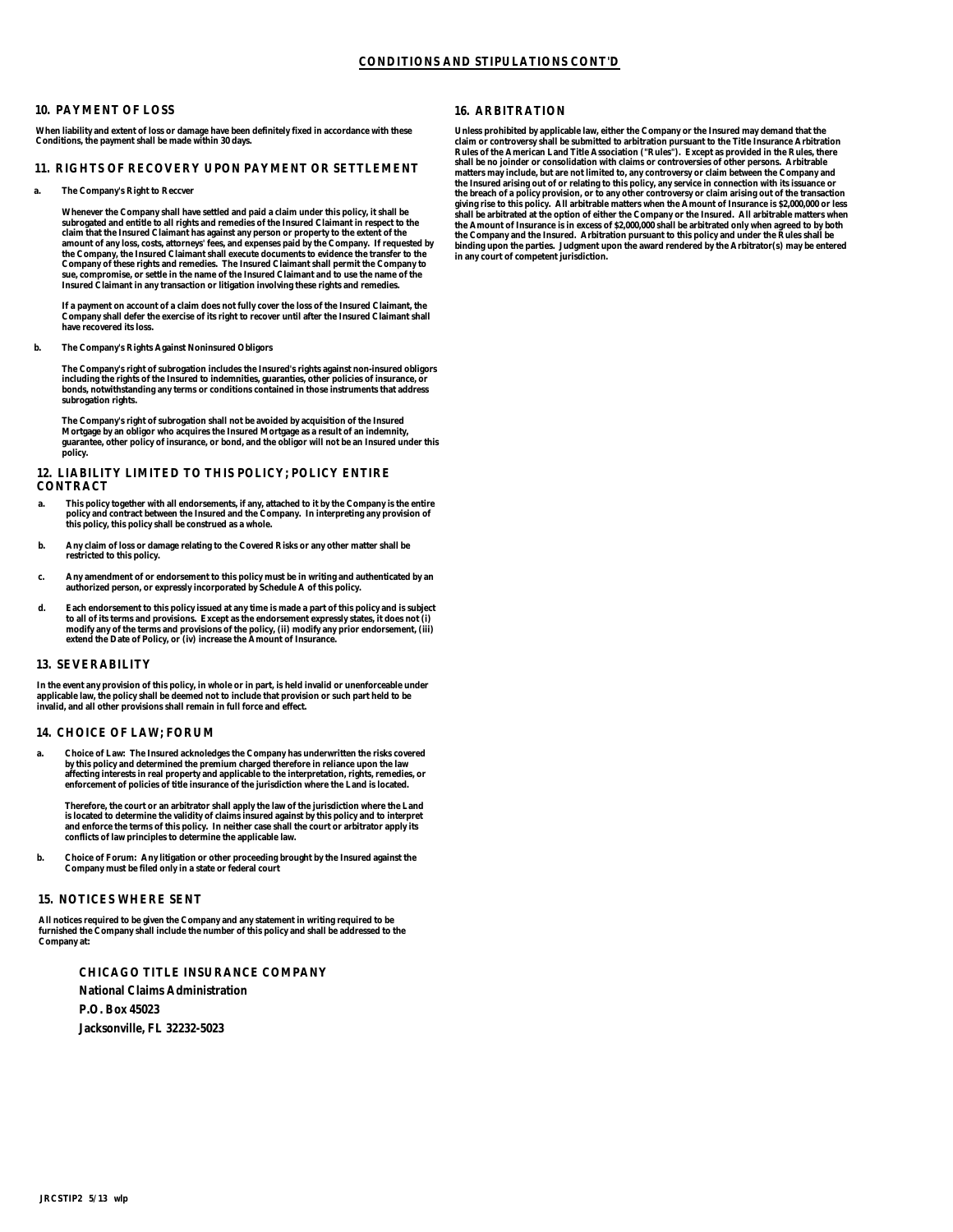## CONDITIONS AND STIPULATIONS CONT'D

### 10. PAYMENT OF LOSS

When liability and extent of loss or damage have been definitely fixed in accordance with these Conditions, the payment shall be made within 30 days.

### 11. RIGHTS OF RECOVERY UPON PAYMENT OR SETTLEMENT

a. The Company's Right to Reccver

Whenever the Company shall have settled and paid a claim under this policy, it shall be subrogated and entitle to all rights and remedies of the Insured Claimant in respect to the claim that the Insured Claimant has against any person or property to the extent of the amount of any loss, costs, attorneys' fees, and expenses paid by the Company. If requested by the Company, the Insured Claimant shall execute documents to evidence the transfer to the Company of these rights and remedies. The Insured Claimant shall permit the Company to sue, compromise, or settle in the name of the Insured Claimant and to use the name of the Insured Claimant in any transaction or litigation involving these rights and remedies.

If a payment on account of a claim does not fully cover the loss of the Insured Claimant, the Company shall defer the exercise of its right to recover until after the Insured Claimant shall have recovered its loss.

b. The Company's Rights Against Noninsured Obligors

The Company's right of subrogation includes the Insured's rights against non-insured obligors including the rights of the Insured to indemnities, guaranties, other policies of insurance, or bonds, notwithstanding any terms or conditions contained in those instruments that address subrogation rights.

The Company's right of subrogation shall not be avoided by acquisition of the Insured Mortgage by an obligor who acquires the Insured Mortgage as a result of an indemnity, guarantee, other policy of insurance, or bond, and the obligor will not be an Insured under this policy.

### 12. LIABILITY LIMITED TO THIS POLICY; POLICY ENTIRE CONTRACT

a. This policy together with all endorsements, if any, attached to it by the Company is the entire policy and contract between the Insured and the Company. In interpreting any provision of this policy, this policy shall be construed as a whole.

b. Any claim of loss or damage relating to the Covered Risks or any other matter shall be restricted to this policy.

c. Any amendment of or endorsement to this policy must be in writing and authenticated by an authorized person, or expressly incorporated by Schedule A of this policy.

d. Each endorsement to this policy issued at any time is made a part of this policy and is subject to all of its terms and provisions. Except as the endorsement expressly states, it does not (i) modify any of the terms and provisions of the policy, (ii) modify any prior endorsement, (iii) extend the Date of Policy, or (iv) increase the Amount of Insurance.

### 13. SEVERABILITY

In the event any provision of this policy, in whole or in part, is held invalid or unenforceable under applicable law, the policy shall be deemed not to include that provision or such part held to be invalid, and all other provisions shall remain in full force and effect.

### 14. CHOICE OF LAW; FORUM

a. Choice of Law: The Insured acknowledges the Company has underwritten the risks covered by this policy and determined the premium charged therefore in reliance upon the law affecting interests in real property and applicable to the interpretation, rights, remedies, or enforcement of policies of title insurance of the jurisdiction where the Land is located.

Therefore, the court or an arbitrator shall apply the law of the jurisdiction where the Land is located to determine the validity of claims insured against by this policy and to interpret and enforce the terms of this policy. In neither case shall the court or arbitrator apply its conflicts of law principles to determine the applicable law.

b. Choice of Forum: Any litigation or other proceeding brought by the Insured against the Company must be filed only in a state or federal court

### 15. NOTICES WHERE SENT

All notices required to be given the Company and any statement in writing required to be furnished the Company shall include the number of this policy and shall be addressed to the Company at:

**CHICAGO TITLE INSURANCE COMPANY**
**National Claims Administration**
**P.O. Box 45023**
**Jacksonville, FL 32232-5023**

### 16. ARBITRATION

Unless prohibited by applicable law, either the Company or the Insured may demand that the claim or controversy shall be submitted to arbitration pursuant to the Title Insurance Arbitration Rules of the American Land Title Association ("Rules"). Except as provided in the Rules, there shall be no joinder or consolidation with claims or controversies of other persons. Arbitrable matters may include, but are not limited to, any controversy or claim between the Company and the Insured arising out of or relating to this policy, any service in connection with its issuance or the breach of a policy provision, or to any other controversy or claim arising out of the transaction giving rise to this policy. All arbitrable matters when the Amount of Insurance is $2,000,000 or less shall be arbitrated at the option of either the Company or the Insured. All arbitrable matters when the Amount of Insurance is in excess of $2,000,000 shall be arbitrated only when agreed to by both the Company and the Insured. Arbitration pursuant to this policy and under the Rules shall be binding upon the parties. Judgment upon the award rendered by the Arbitrator(s) may be entered in any court of competent jurisdiction.

JRCSTIP2 5/13 wlp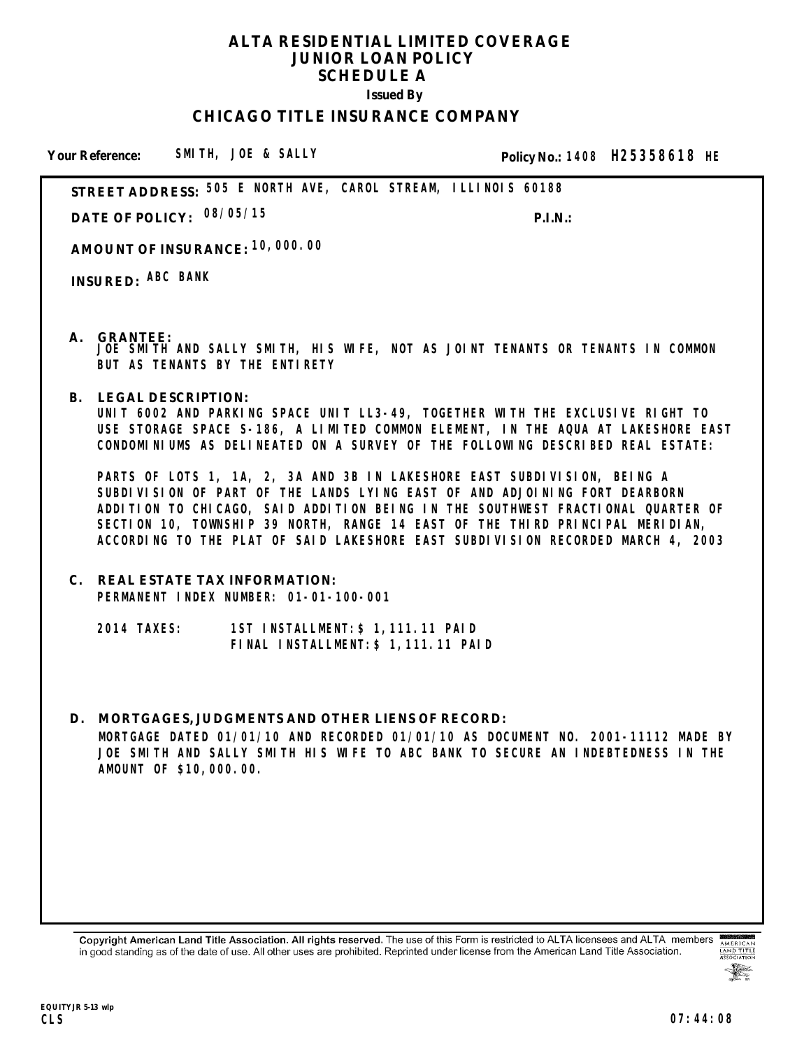# ALTA RESIDENTIAL LIMITED COVERAGE JUNIOR LOAN POLICY SCHEDULE A

**Issued By**

## CHICAGO TITLE INSURANCE COMPANY

**Your Reference:** SMITH, JOE & SALLY **Policy No.:** 1408 **H25358618** HE

**STREET ADDRESS:** 505 E NORTH AVE, CAROL STREAM, ILLINOIS 60188

**DATE OF POLICY:** 08/05/15 **P.I.N.:**

**AMOUNT OF INSURANCE:** 10,000.00

**INSURED:** ABC BANK

**A. GRANTEE:**
JOE SMITH AND SALLY SMITH, HIS WIFE, NOT AS JOINT TENANTS OR TENANTS IN COMMON BUT AS TENANTS BY THE ENTIRETY

**B. LEGAL DESCRIPTION:**
UNIT 6002 AND PARKING SPACE UNIT LL3-49, TOGETHER WITH THE EXCLUSIVE RIGHT TO USE STORAGE SPACE S-186, A LIMITED COMMON ELEMENT, IN THE AQUA AT LAKESHORE EAST CONDOMINIUMS AS DELINEATED ON A SURVEY OF THE FOLLOWING DESCRIBED REAL ESTATE:

PARTS OF LOTS 1, 1A, 2, 3A AND 3B IN LAKESHORE EAST SUBDIVISION, BEING A SUBDIVISION OF PART OF THE LANDS LYING EAST OF AND ADJOINING FORT DEARBORN ADDITION TO CHICAGO, SAID ADDITION BEING IN THE SOUTHWEST FRACTIONAL QUARTER OF SECTION 10, TOWNSHIP 39 NORTH, RANGE 14 EAST OF THE THIRD PRINCIPAL MERIDIAN, ACCORDING TO THE PLAT OF SAID LAKESHORE EAST SUBDIVISION RECORDED MARCH 4, 2003

**C. REAL ESTATE TAX INFORMATION:**
PERMANENT INDEX NUMBER: 01-01-100-001

2014 TAXES: 1ST INSTALLMENT:$ 1,111.11 PAID
FINAL INSTALLMENT:$ 1,111.11 PAID

**D. MORTGAGES, JUDGMENTS AND OTHER LIENS OF RECORD:**
MORTGAGE DATED 01/01/10 AND RECORDED 01/01/10 AS DOCUMENT NO. 2001-11112 MADE BY JOE SMITH AND SALLY SMITH HIS WIFE TO ABC BANK TO SECURE AN INDEBTEDNESS IN THE AMOUNT OF $10,000.00.

Copyright American Land Title Association. All rights reserved. The use of this Form is restricted to ALTA licensees and ALTA members in good standing as of the date of use. All other uses are prohibited. Reprinted under license from the American Land Title Association.

EQUITYJR 5-13 wlp
CLS 07:44:08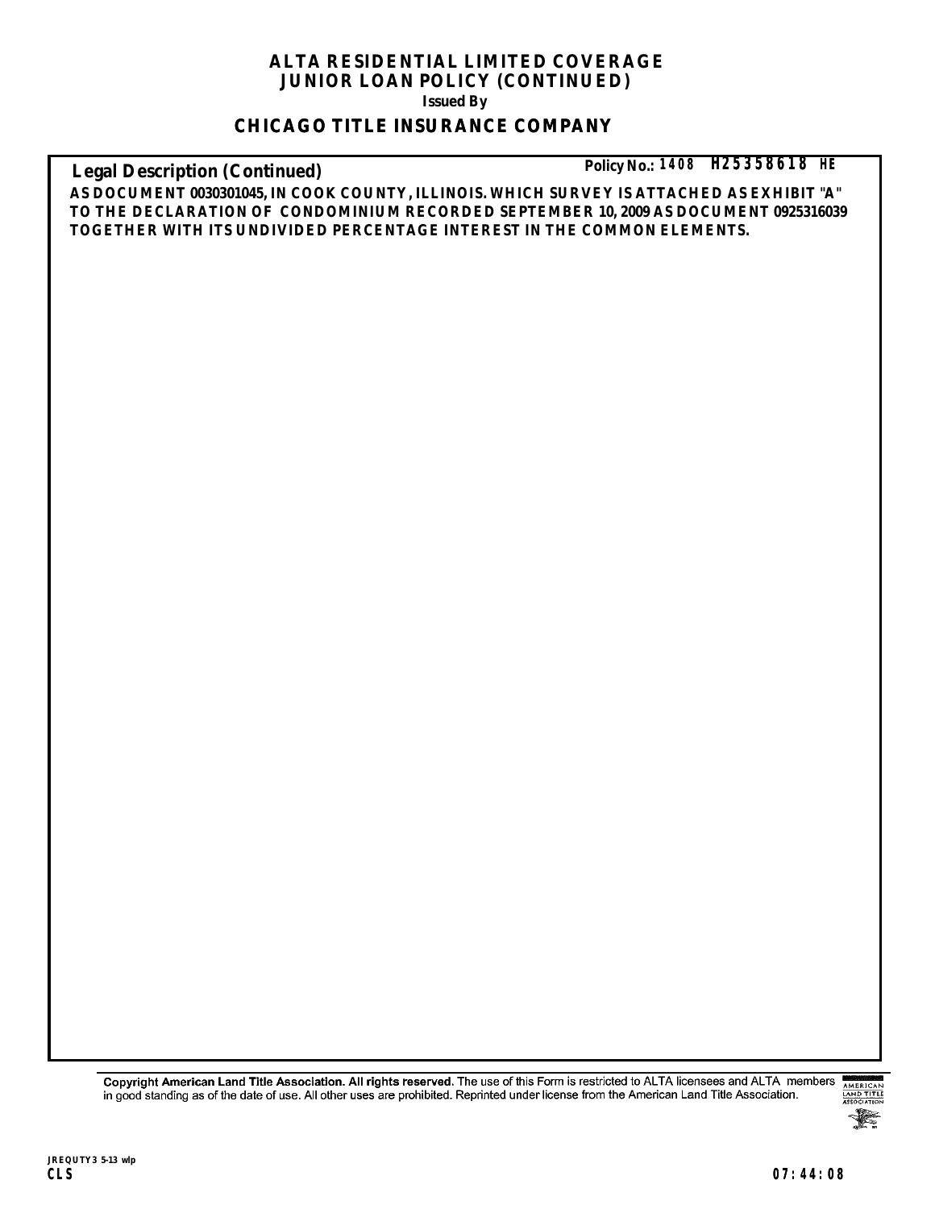# ALTA RESIDENTIAL LIMITED COVERAGE JUNIOR LOAN POLICY (CONTINUED)

**Issued By**

## CHICAGO TITLE INSURANCE COMPANY

**Legal Description (Continued)** **Policy No.: 1408 H25358618 HE**

**AS DOCUMENT 0030301045, IN COOK COUNTY, ILLINOIS. WHICH SURVEY IS ATTACHED AS EXHIBIT "A" TO THE DECLARATION OF CONDOMINIUM RECORDED SEPTEMBER 10, 2009 AS DOCUMENT 0925316039 TOGETHER WITH ITS UNDIVIDED PERCENTAGE INTEREST IN THE COMMON ELEMENTS.**

**Copyright American Land Title Association. All rights reserved.** The use of this Form is restricted to ALTA licensees and ALTA members in good standing as of the date of use. All other uses are prohibited. Reprinted under license from the American Land Title Association.

JREQUTY3 5-13 wlp
CLS 07:44:08